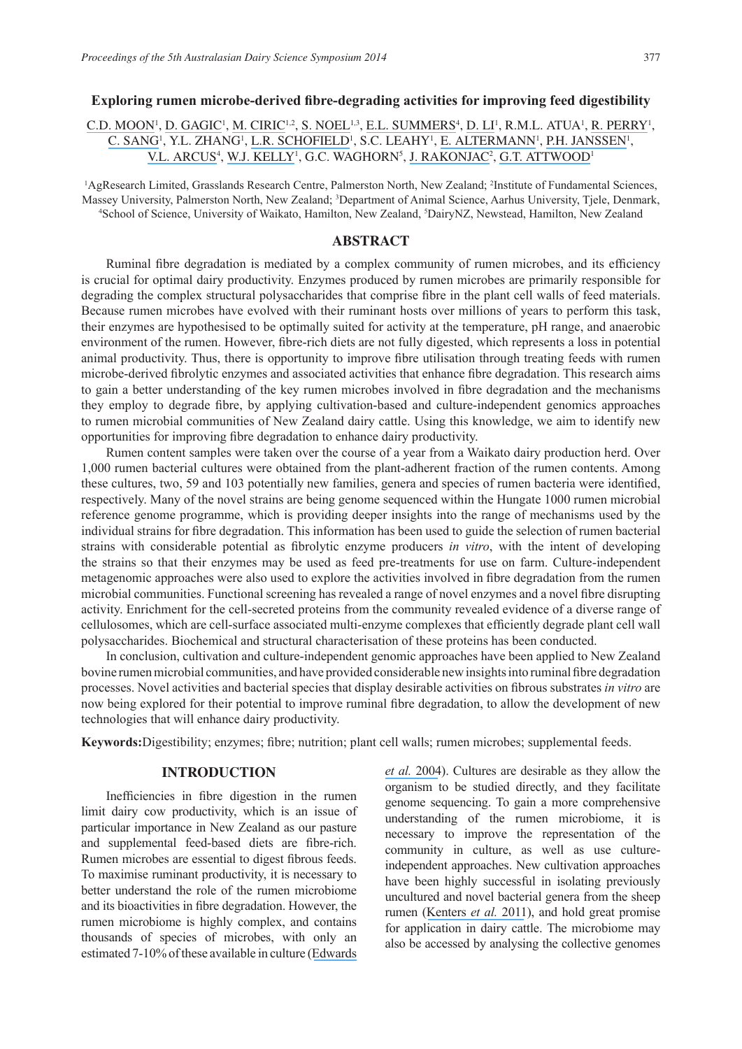# Exploring rumen microbe-derived fibre-degrading activities for improving feed digestibility

C.D. MOON[1], D. GAGIC[1], M. CIRIC[1,2], S. NOEL[1,3], E.L. SUMMERS[4], D. LI[1], R.M.L. ATUA[1], R. PERRY[1], C. SANG[1], Y.L. ZHANG[1], L.R. SCHOFIELD[1], S.C. LEAHY[1], E. ALTERMANN[1], P.H. JANSSEN[1], V.L. ARCUS[4], W.J. KELLY[1], G.C. WAGHORN[5], J. RAKONJAC[2], G.T. ATTWOOD[1]

[1]AgResearch Limited, Grasslands Research Centre, Palmerston North, New Zealand; [2]Institute of Fundamental Sciences, Massey University, Palmerston North, New Zealand; [3]Department of Animal Science, Aarhus University, Tjele, Denmark, [4]School of Science, University of Waikato, Hamilton, New Zealand, [5]DairyNZ, Newstead, Hamilton, New Zealand

## ABSTRACT

Ruminal fibre degradation is mediated by a complex community of rumen microbes, and its efficiency is crucial for optimal dairy productivity. Enzymes produced by rumen microbes are primarily responsible for degrading the complex structural polysaccharides that comprise fibre in the plant cell walls of feed materials. Because rumen microbes have evolved with their ruminant hosts over millions of years to perform this task, their enzymes are hypothesised to be optimally suited for activity at the temperature, pH range, and anaerobic environment of the rumen. However, fibre-rich diets are not fully digested, which represents a loss in potential animal productivity. Thus, there is opportunity to improve fibre utilisation through treating feeds with rumen microbe-derived fibrolytic enzymes and associated activities that enhance fibre degradation. This research aims to gain a better understanding of the key rumen microbes involved in fibre degradation and the mechanisms they employ to degrade fibre, by applying cultivation-based and culture-independent genomics approaches to rumen microbial communities of New Zealand dairy cattle. Using this knowledge, we aim to identify new opportunities for improving fibre degradation to enhance dairy productivity.

Rumen content samples were taken over the course of a year from a Waikato dairy production herd. Over 1,000 rumen bacterial cultures were obtained from the plant-adherent fraction of the rumen contents. Among these cultures, two, 59 and 103 potentially new families, genera and species of rumen bacteria were identified, respectively. Many of the novel strains are being genome sequenced within the Hungate 1000 rumen microbial reference genome programme, which is providing deeper insights into the range of mechanisms used by the individual strains for fibre degradation. This information has been used to guide the selection of rumen bacterial strains with considerable potential as fibrolytic enzyme producers *in vitro*, with the intent of developing the strains so that their enzymes may be used as feed pre-treatments for use on farm. Culture-independent metagenomic approaches were also used to explore the activities involved in fibre degradation from the rumen microbial communities. Functional screening has revealed a range of novel enzymes and a novel fibre disrupting activity. Enrichment for the cell-secreted proteins from the community revealed evidence of a diverse range of cellulosomes, which are cell-surface associated multi-enzyme complexes that efficiently degrade plant cell wall polysaccharides. Biochemical and structural characterisation of these proteins has been conducted.

In conclusion, cultivation and culture-independent genomic approaches have been applied to New Zealand bovine rumen microbial communities, and have provided considerable new insights into ruminal fibre degradation processes. Novel activities and bacterial species that display desirable activities on fibrous substrates *in vitro* are now being explored for their potential to improve ruminal fibre degradation, to allow the development of new technologies that will enhance dairy productivity.

**Keywords:** Digestibility; enzymes; fibre; nutrition; plant cell walls; rumen microbes; supplemental feeds.

## INTRODUCTION

Inefficiencies in fibre digestion in the rumen limit dairy cow productivity, which is an issue of particular importance in New Zealand as our pasture and supplemental feed-based diets are fibre-rich. Rumen microbes are essential to digest fibrous feeds. To maximise ruminant productivity, it is necessary to better understand the role of the rumen microbiome and its bioactivities in fibre degradation. However, the rumen microbiome is highly complex, and contains thousands of species of microbes, with only an estimated 7-10% of these available in culture (Edwards *et al.* 2004). Cultures are desirable as they allow the organism to be studied directly, and they facilitate genome sequencing. To gain a more comprehensive understanding of the rumen microbiome, it is necessary to improve the representation of the community in culture, as well as use culture-independent approaches. New cultivation approaches have been highly successful in isolating previously uncultured and novel bacterial genera from the sheep rumen (Kenters *et al.* 2011), and hold great promise for application in dairy cattle. The microbiome may also be accessed by analysing the collective genomes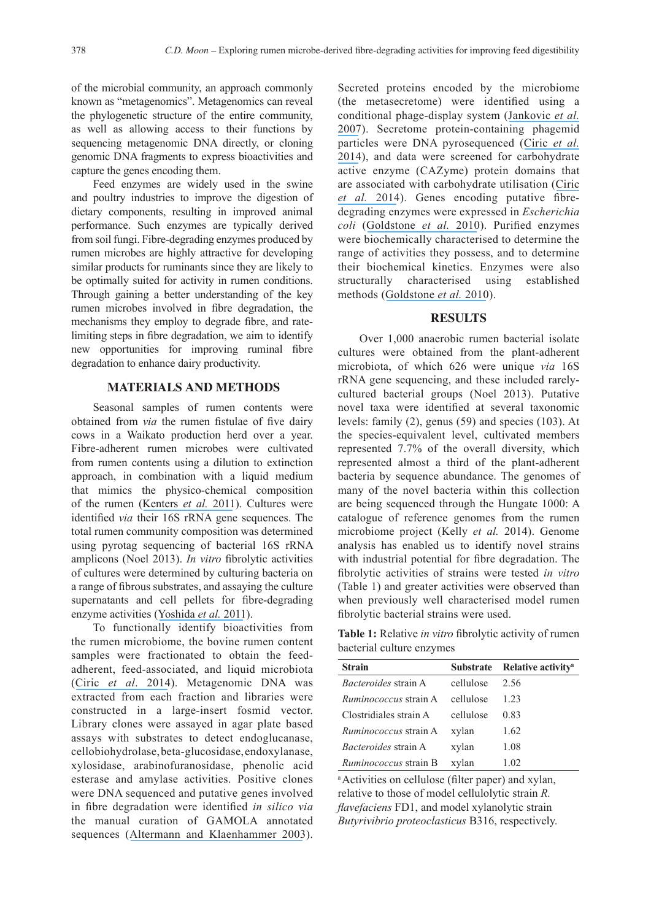of the microbial community, an approach commonly known as "metagenomics". Metagenomics can reveal the phylogenetic structure of the entire community, as well as allowing access to their functions by sequencing metagenomic DNA directly, or cloning genomic DNA fragments to express bioactivities and capture the genes encoding them.

Feed enzymes are widely used in the swine and poultry industries to improve the digestion of dietary components, resulting in improved animal performance. Such enzymes are typically derived from soil fungi. Fibre-degrading enzymes produced by rumen microbes are highly attractive for developing similar products for ruminants since they are likely to be optimally suited for activity in rumen conditions. Through gaining a better understanding of the key rumen microbes involved in fibre degradation, the mechanisms they employ to degrade fibre, and rate-limiting steps in fibre degradation, we aim to identify new opportunities for improving ruminal fibre degradation to enhance dairy productivity.

## MATERIALS AND METHODS

Seasonal samples of rumen contents were obtained from *via* the rumen fistulae of five dairy cows in a Waikato production herd over a year. Fibre-adherent rumen microbes were cultivated from rumen contents using a dilution to extinction approach, in combination with a liquid medium that mimics the physico-chemical composition of the rumen (Kenters *et al.* 2011). Cultures were identified *via* their 16S rRNA gene sequences. The total rumen community composition was determined using pyrotag sequencing of bacterial 16S rRNA amplicons (Noel 2013). *In vitro* fibrolytic activities of cultures were determined by culturing bacteria on a range of fibrous substrates, and assaying the culture supernatants and cell pellets for fibre-degrading enzyme activities (Yoshida *et al.* 2011).

To functionally identify bioactivities from the rumen microbiome, the bovine rumen content samples were fractionated to obtain the feed-adherent, feed-associated, and liquid microbiota (Ciric *et al*. 2014). Metagenomic DNA was extracted from each fraction and libraries were constructed in a large-insert fosmid vector. Library clones were assayed in agar plate based assays with substrates to detect endoglucanase, cellobiohydrolase, beta-glucosidase, endoxylanase, xylosidase, arabinofuranosidase, phenolic acid esterase and amylase activities. Positive clones were DNA sequenced and putative genes involved in fibre degradation were identified *in silico via* the manual curation of GAMOLA annotated sequences (Altermann and Klaenhammer 2003).

Secreted proteins encoded by the microbiome (the metasecretome) were identified using a conditional phage-display system (Jankovic *et al.* 2007). Secretome protein-containing phagemid particles were DNA pyrosequenced (Ciric *et al.* 2014), and data were screened for carbohydrate active enzyme (CAZyme) protein domains that are associated with carbohydrate utilisation (Ciric *et al.* 2014). Genes encoding putative fibre-degrading enzymes were expressed in *Escherichia coli* (Goldstone *et al.* 2010). Purified enzymes were biochemically characterised to determine the range of activities they possess, and to determine their biochemical kinetics. Enzymes were also structurally characterised using established methods (Goldstone *et al.* 2010).

## RESULTS

Over 1,000 anaerobic rumen bacterial isolate cultures were obtained from the plant-adherent microbiota, of which 626 were unique *via* 16S rRNA gene sequencing, and these included rarely-cultured bacterial groups (Noel 2013). Putative novel taxa were identified at several taxonomic levels: family (2), genus (59) and species (103). At the species-equivalent level, cultivated members represented 7.7% of the overall diversity, which represented almost a third of the plant-adherent bacteria by sequence abundance. The genomes of many of the novel bacteria within this collection are being sequenced through the Hungate 1000: A catalogue of reference genomes from the rumen microbiome project (Kelly *et al.* 2014). Genome analysis has enabled us to identify novel strains with industrial potential for fibre degradation. The fibrolytic activities of strains were tested *in vitro* (Table 1) and greater activities were observed than when previously well characterised model rumen fibrolytic bacterial strains were used.

**Table 1:** Relative *in vitro* fibrolytic activity of rumen bacterial culture enzymes

| Strain | Substrate | Relative activity[a] |
|---|---|---|
| *Bacteroides* strain A | cellulose | 2.56 |
| *Ruminococcus* strain A | cellulose | 1.23 |
| Clostridiales strain A | cellulose | 0.83 |
| *Ruminococcus* strain A | xylan | 1.62 |
| *Bacteroides* strain A | xylan | 1.08 |
| *Ruminococcus* strain B | xylan | 1.02 |

[a] Activities on cellulose (filter paper) and xylan, relative to those of model cellulolytic strain *R. flavefaciens* FD1, and model xylanolytic strain *Butyrivibrio proteoclasticus* B316, respectively.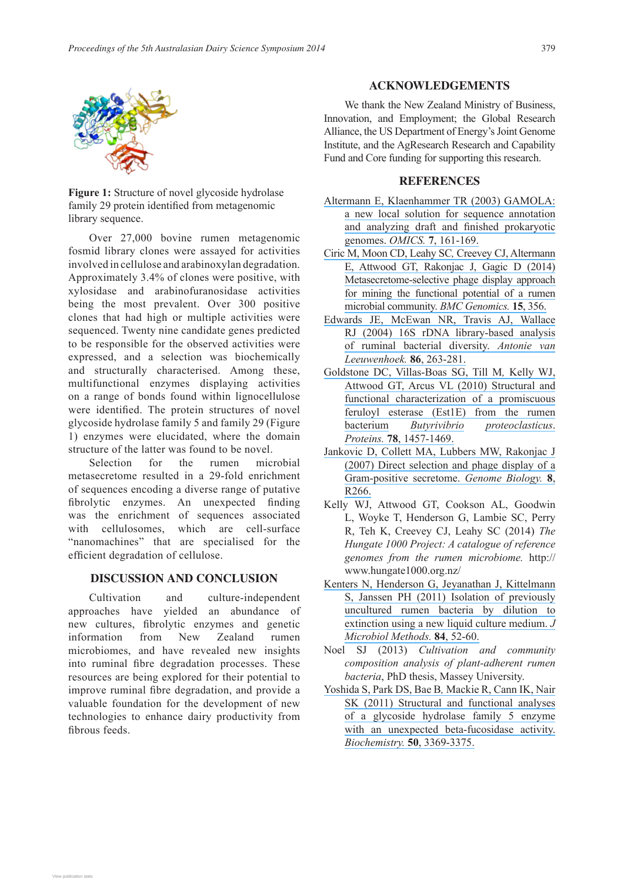**Figure 1:** Structure of novel glycoside hydrolase family 29 protein identified from metagenomic library sequence.

Over 27,000 bovine rumen metagenomic fosmid library clones were assayed for activities involved in cellulose and arabinoxylan degradation. Approximately 3.4% of clones were positive, with xylosidase and arabinofuranosidase activities being the most prevalent. Over 300 positive clones that had high or multiple activities were sequenced. Twenty nine candidate genes predicted to be responsible for the observed activities were expressed, and a selection was biochemically and structurally characterised. Among these, multifunctional enzymes displaying activities on a range of bonds found within lignocellulose were identified. The protein structures of novel glycoside hydrolase family 5 and family 29 (Figure 1) enzymes were elucidated, where the domain structure of the latter was found to be novel.

Selection for the rumen microbial metasecretome resulted in a 29-fold enrichment of sequences encoding a diverse range of putative fibrolytic enzymes. An unexpected finding was the enrichment of sequences associated with cellulosomes, which are cell-surface "nanomachines" that are specialised for the efficient degradation of cellulose.

## DISCUSSION AND CONCLUSION

Cultivation and culture-independent approaches have yielded an abundance of new cultures, fibrolytic enzymes and genetic information from New Zealand rumen microbiomes, and have revealed new insights into ruminal fibre degradation processes. These resources are being explored for their potential to improve ruminal fibre degradation, and provide a valuable foundation for the development of new technologies to enhance dairy productivity from fibrous feeds.

## ACKNOWLEDGEMENTS

We thank the New Zealand Ministry of Business, Innovation, and Employment; the Global Research Alliance, the US Department of Energy's Joint Genome Institute, and the AgResearch Research and Capability Fund and Core funding for supporting this research.

## REFERENCES

Altermann E, Klaenhammer TR (2003) GAMOLA: a new local solution for sequence annotation and analyzing draft and finished prokaryotic genomes. *OMICS.* **7**, 161-169.

Ciric M, Moon CD, Leahy SC, Creevey CJ, Altermann E, Attwood GT, Rakonjac J, Gagic D (2014) Metasecretome-selective phage display approach for mining the functional potential of a rumen microbial community. *BMC Genomics.* **15**, 356.

Edwards JE, McEwan NR, Travis AJ, Wallace RJ (2004) 16S rDNA library-based analysis of ruminal bacterial diversity. *Antonie van Leeuwenhoek.* **86**, 263-281.

Goldstone DC, Villas-Boas SG, Till M, Kelly WJ, Attwood GT, Arcus VL (2010) Structural and functional characterization of a promiscuous feruloyl esterase (Est1E) from the rumen bacterium *Butyrivibrio proteoclasticus*. *Proteins.* **78**, 1457-1469.

Jankovic D, Collett MA, Lubbers MW, Rakonjac J (2007) Direct selection and phage display of a Gram-positive secretome. *Genome Biology.* **8**, R266.

Kelly WJ, Attwood GT, Cookson AL, Goodwin L, Woyke T, Henderson G, Lambie SC, Perry R, Teh K, Creevey CJ, Leahy SC (2014) *The Hungate 1000 Project: A catalogue of reference genomes from the rumen microbiome.* http://www.hungate1000.org.nz/

Kenters N, Henderson G, Jeyanathan J, Kittelmann S, Janssen PH (2011) Isolation of previously uncultured rumen bacteria by dilution to extinction using a new liquid culture medium. *J Microbiol Methods.* **84**, 52-60.

Noel SJ (2013) *Cultivation and community composition analysis of plant-adherent rumen bacteria*, PhD thesis, Massey University.

Yoshida S, Park DS, Bae B, Mackie R, Cann IK, Nair SK (2011) Structural and functional analyses of a glycoside hydrolase family 5 enzyme with an unexpected beta-fucosidase activity. *Biochemistry.* **50**, 3369-3375.